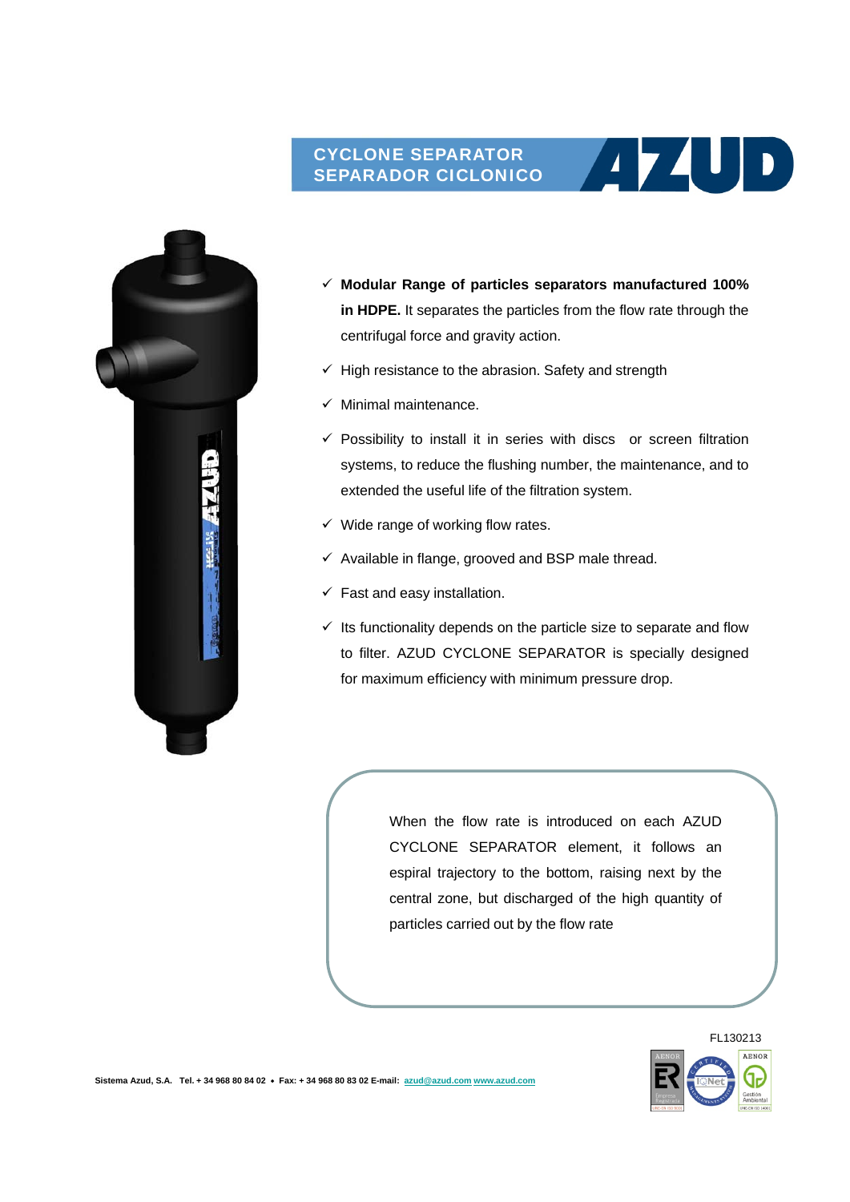# CYCLONE SEPARATOR
# SEPARADOR CICLONICO

AZUD

- ✓ **Modular Range of particles separators manufactured 100% in HDPE.** It separates the particles from the flow rate through the centrifugal force and gravity action.
- ✓ High resistance to the abrasion. Safety and strength
- ✓ Minimal maintenance.
- ✓ Possibility to install it in series with discs or screen filtration systems, to reduce the flushing number, the maintenance, and to extended the useful life of the filtration system.
- ✓ Wide range of working flow rates.
- ✓ Available in flange, grooved and BSP male thread.
- ✓ Fast and easy installation.
- ✓ Its functionality depends on the particle size to separate and flow to filter. AZUD CYCLONE SEPARATOR is specially designed for maximum efficiency with minimum pressure drop.

When the flow rate is introduced on each AZUD CYCLONE SEPARATOR element, it follows an espiral trajectory to the bottom, raising next by the central zone, but discharged of the high quantity of particles carried out by the flow rate

FL130213

Sistema Azud, S.A. Tel. + 34 968 80 84 02 • Fax: + 34 968 80 83 02 E-mail: azud@azud.com www.azud.com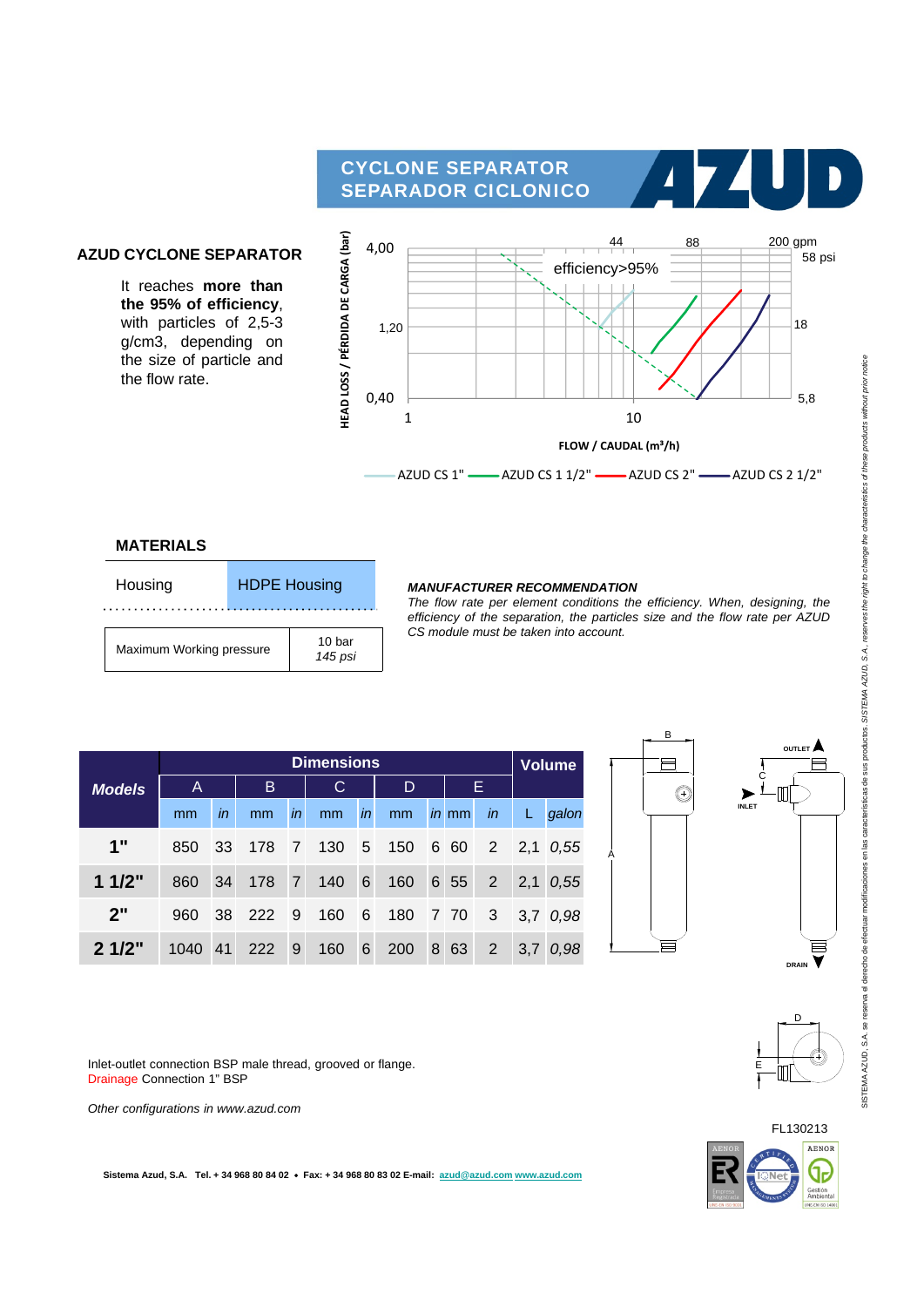# CYCLONE SEPARATOR
# SEPARADOR CICLONICO

AZUD

## AZUD CYCLONE SEPARATOR

It reaches **more than the 95% of efficiency**, with particles of 2,5-3 g/cm3, depending on the size of particle and the flow rate.

HEAD LOSS / PÉRDIDA DE CARGA (bar)

4,00
1,20
0,40

44
88
200 gpm
58 psi
18
5,8

efficiency>95%

1
10

FLOW / CAUDAL ($m^3$/h)

AZUD CS 1" — AZUD CS 1 1/2" — AZUD CS 2" — AZUD CS 2 1/2"

## MATERIALS

| | |
|---|---|
| Housing | HDPE Housing |

| | |
|---|---|
| Maximum Working pressure | 10 bar *145 psi* |

***MANUFACTURER RECOMMENDATION***

*The flow rate per element conditions the efficiency. When, designing, the efficiency of the separation, the particles size and the flow rate per AZUD CS module must be taken into account.*

| Models | Dimensions | | | | | | | | | | Volume | |
|---|---|---|---|---|---|---|---|---|---|---|---|---|
| | A | | B | | C | | D | | E | | | |
| | mm | *in* | mm | *in* | mm | *in* | mm | *in* | mm | *in* | L | *galon* |
| **1"** | 850 | 33 | 178 | 7 | 130 | 5 | 150 | 6 | 60 | 2 | 2,1 | *0,55* |
| **1 1/2"** | 860 | 34 | 178 | 7 | 140 | 6 | 160 | 6 | 55 | 2 | 2,1 | *0,55* |
| **2"** | 960 | 38 | 222 | 9 | 160 | 6 | 180 | 7 | 70 | 3 | 3,7 | *0,98* |
| **2 1/2"** | 1040 | 41 | 222 | 9 | 160 | 6 | 200 | 8 | 63 | 2 | 3,7 | *0,98* |

B
A
C
OUTLET
INLET
DRAIN
D
E

Inlet-outlet connection BSP male thread, grooved or flange.
Drainage Connection 1" BSP

*Other configurations in www.azud.com*

FL130213

**Sistema Azud, S.A. Tel. + 34 968 80 84 02 • Fax: + 34 968 80 83 02 E-mail: azud@azud.com www.azud.com**

*SISTEMA AZUD, S.A. se reserva el derecho de efectuar modificaciones en las características de sus productos. SISTEMA AZUD, S.A. reserves the right to change the characteristics of these products without prior notice*